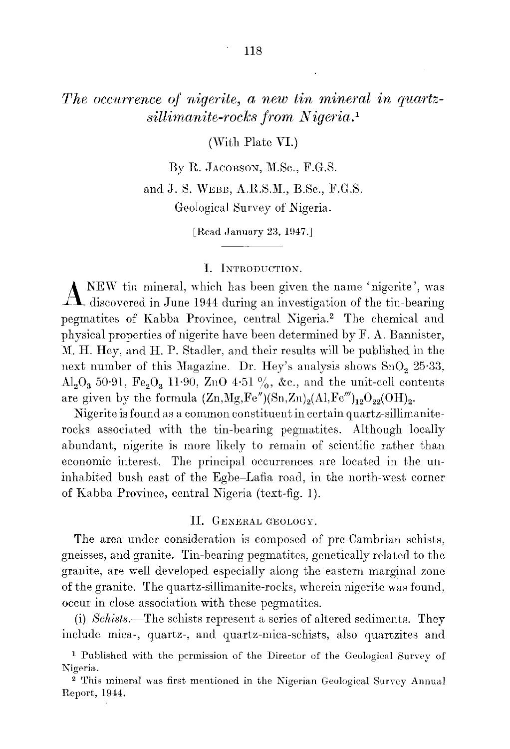# *The occurrence of nigerite, a new tin mineral in quartz-sillimanite-rocks from Nigeria.*[1]

(With Plate VI.)

By R. Jacobson, M.Sc., F.G.S.
and J. S. Webb, A.R.S.M., B.Sc., F.G.S.
Geological Survey of Nigeria.

[Read January 23, 1947.]

## I. Introduction.

A new tin mineral, which has been given the name 'nigerite', was discovered in June 1944 during an investigation of the tin-bearing pegmatites of Kabba Province, central Nigeria.[2] The chemical and physical properties of nigerite have been determined by F. A. Bannister, M. H. Hey, and H. P. Stadler, and their results will be published in the next number of this Magazine. Dr. Hey's analysis shows $SnO_2$ 25·33, $Al_2O_3$ 50·91, $Fe_2O_3$ 11·90, ZnO 4·51 %, &c., and the unit-cell contents are given by the formula $(Zn,Mg,Fe'')(Sn,Zn)_2(Al,Fe''')_{12}O_{22}(OH)_2$.

Nigerite is found as a common constituent in certain quartz-sillimanite-rocks associated with the tin-bearing pegmatites. Although locally abundant, nigerite is more likely to remain of scientific rather than economic interest. The principal occurrences are located in the uninhabited bush east of the Egbe–Lafia road, in the north-west corner of Kabba Province, central Nigeria (text-fig. 1).

## II. General geology.

The area under consideration is composed of pre-Cambrian schists, gneisses, and granite. Tin-bearing pegmatites, genetically related to the granite, are well developed especially along the eastern marginal zone of the granite. The quartz-sillimanite-rocks, wherein nigerite was found, occur in close association with these pegmatites.

(i) *Schists.*—The schists represent a series of altered sediments. They include mica-, quartz-, and quartz-mica-schists, also quartzites and

---

[1] Published with the permission of the Director of the Geological Survey of Nigeria.

[2] This mineral was first mentioned in the Nigerian Geological Survey Annual Report, 1944.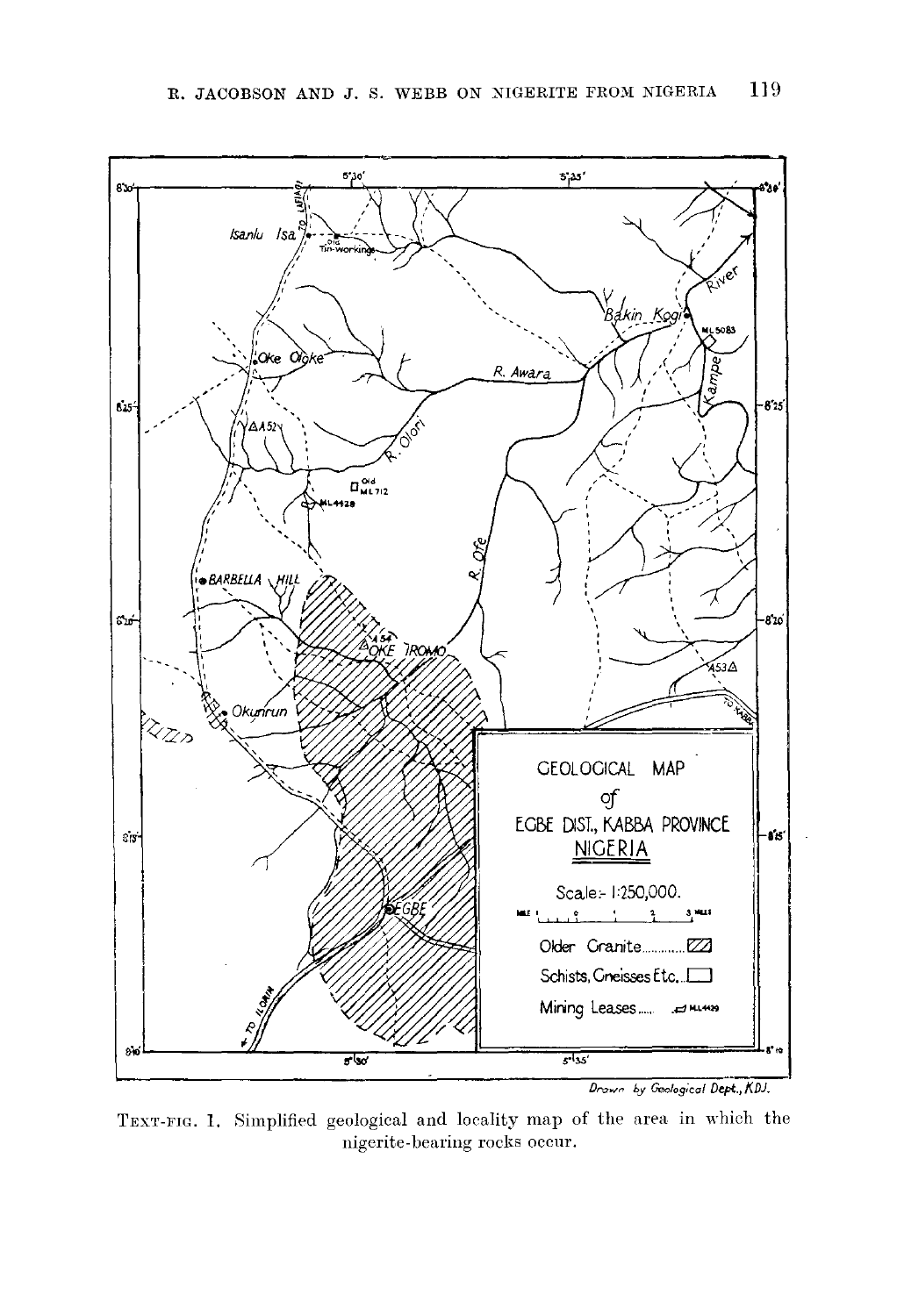TEXT-FIG. 1. Simplified geological and locality map of the area in which the nigerite-bearing rocks occur.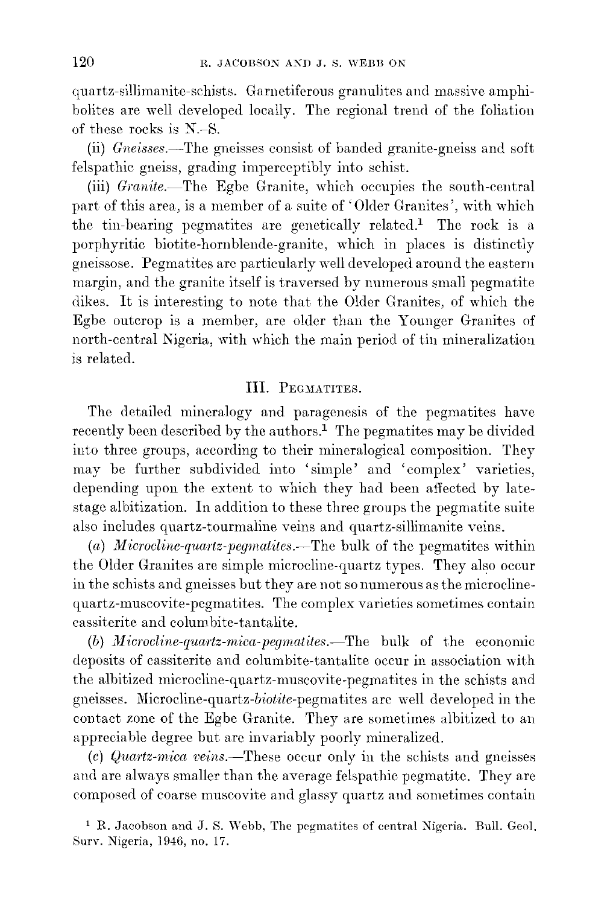quartz-sillimanite-schists. Garnetiferous granulites and massive amphibolites are well developed locally. The regional trend of the foliation of these rocks is N.–S.

(ii) *Gneisses.*—The gneisses consist of banded granite-gneiss and soft felspathic gneiss, grading imperceptibly into schist.

(iii) *Granite.*—The Egbe Granite, which occupies the south-central part of this area, is a member of a suite of 'Older Granites', with which the tin-bearing pegmatites are genetically related.[1] The rock is a porphyritic biotite-hornblende-granite, which in places is distinctly gneissose. Pegmatites are particularly well developed around the eastern margin, and the granite itself is traversed by numerous small pegmatite dikes. It is interesting to note that the Older Granites, of which the Egbe outcrop is a member, are older than the Younger Granites of north-central Nigeria, with which the main period of tin mineralization is related.

## III. Pegmatites.

The detailed mineralogy and paragenesis of the pegmatites have recently been described by the authors.[1] The pegmatites may be divided into three groups, according to their mineralogical composition. They may be further subdivided into 'simple' and 'complex' varieties, depending upon the extent to which they had been affected by late-stage albitization. In addition to these three groups the pegmatite suite also includes quartz-tourmaline veins and quartz-sillimanite veins.

(*a*) *Microcline-quartz-pegmatites.*—The bulk of the pegmatites within the Older Granites are simple microcline-quartz types. They also occur in the schists and gneisses but they are not so numerous as the microcline-quartz-muscovite-pegmatites. The complex varieties sometimes contain cassiterite and columbite-tantalite.

(*b*) *Microcline-quartz-mica-pegmatites.*—The bulk of the economic deposits of cassiterite and columbite-tantalite occur in association with the albitized microcline-quartz-muscovite-pegmatites in the schists and gneisses. Microcline-quartz-*biotite*-pegmatites are well developed in the contact zone of the Egbe Granite. They are sometimes albitized to an appreciable degree but are invariably poorly mineralized.

(*c*) *Quartz-mica veins.*—These occur only in the schists and gneisses and are always smaller than the average felspathic pegmatite. They are composed of coarse muscovite and glassy quartz and sometimes contain

[1] R. Jacobson and J. S. Webb, The pegmatites of central Nigeria. Bull. Geol. Surv. Nigeria, 1946, no. 17.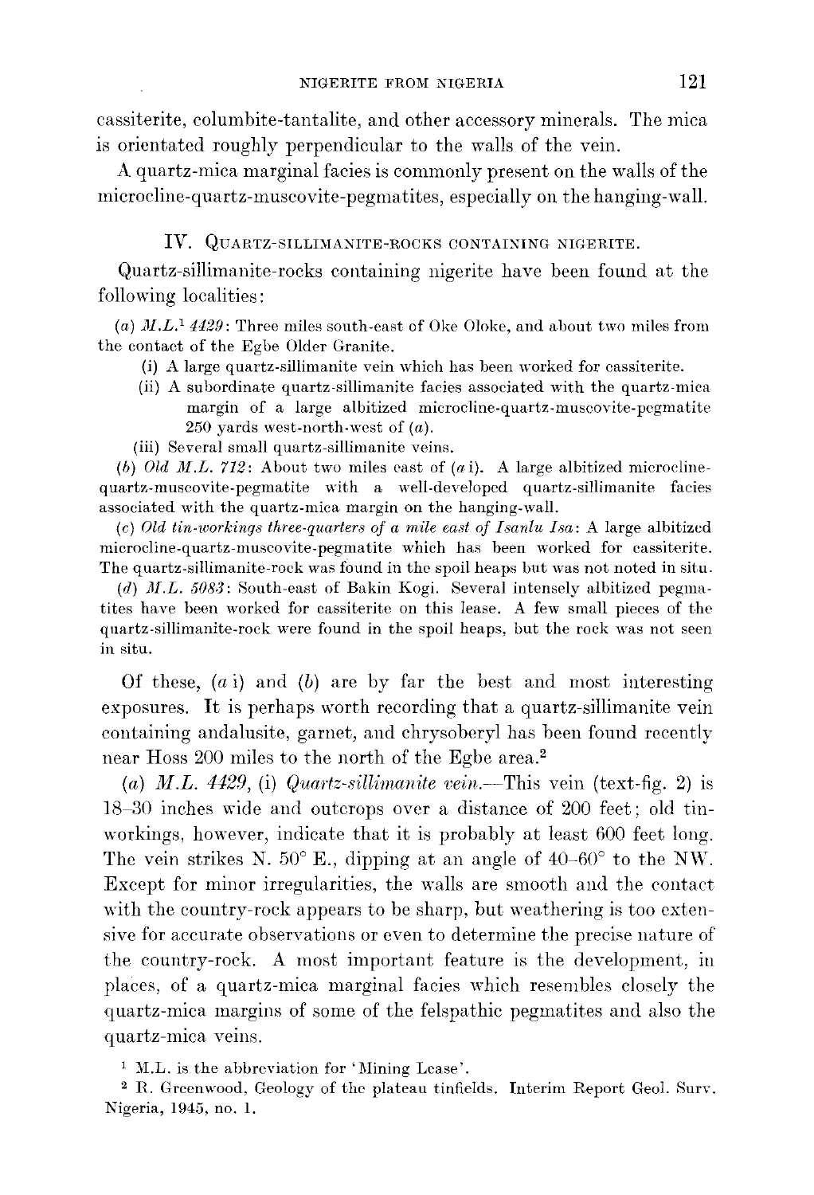cassiterite, columbite-tantalite, and other accessory minerals. The mica is orientated roughly perpendicular to the walls of the vein.

A quartz-mica marginal facies is commonly present on the walls of the microcline-quartz-muscovite-pegmatites, especially on the hanging-wall.

## IV. Quartz-sillimanite-rocks containing nigerite.

Quartz-sillimanite-rocks containing nigerite have been found at the following localities:

(*a*) *M.L.*[1] *4429*: Three miles south-east of Oke Oloke, and about two miles from the contact of the Egbe Older Granite.

- (i) A large quartz-sillimanite vein which has been worked for cassiterite.
- (ii) A subordinate quartz-sillimanite facies associated with the quartz-mica margin of a large albitized microcline-quartz-muscovite-pegmatite 250 yards west-north-west of (*a*).
- (iii) Several small quartz-sillimanite veins.

(*b*) *Old M.L. 712*: About two miles east of (*a* i). A large albitized microcline-quartz-muscovite-pegmatite with a well-developed quartz-sillimanite facies associated with the quartz-mica margin on the hanging-wall.

(*c*) *Old tin-workings three-quarters of a mile east of Isanlu Isa*: A large albitized microcline-quartz-muscovite-pegmatite which has been worked for cassiterite. The quartz-sillimanite-rock was found in the spoil heaps but was not noted in situ.

(*d*) *M.L. 5083*: South-east of Bakin Kogi. Several intensely albitized pegmatites have been worked for cassiterite on this lease. A few small pieces of the quartz-sillimanite-rock were found in the spoil heaps, but the rock was not seen in situ.

Of these, (*a* i) and (*b*) are by far the best and most interesting exposures. It is perhaps worth recording that a quartz-sillimanite vein containing andalusite, garnet, and chrysoberyl has been found recently near Hoss 200 miles to the north of the Egbe area.[2]

(*a*) *M.L. 4429*, (i) *Quartz-sillimanite vein.*—This vein (text-fig. 2) is 18–30 inches wide and outcrops over a distance of 200 feet; old tin-workings, however, indicate that it is probably at least 600 feet long. The vein strikes N. 50° E., dipping at an angle of 40–60° to the NW. Except for minor irregularities, the walls are smooth and the contact with the country-rock appears to be sharp, but weathering is too extensive for accurate observations or even to determine the precise nature of the country-rock. A most important feature is the development, in places, of a quartz-mica marginal facies which resembles closely the quartz-mica margins of some of the felspathic pegmatites and also the quartz-mica veins.

[1] M.L. is the abbreviation for 'Mining Lease'.

[2] R. Greenwood, Geology of the plateau tinfields. Interim Report Geol. Surv. Nigeria, 1945, no. 1.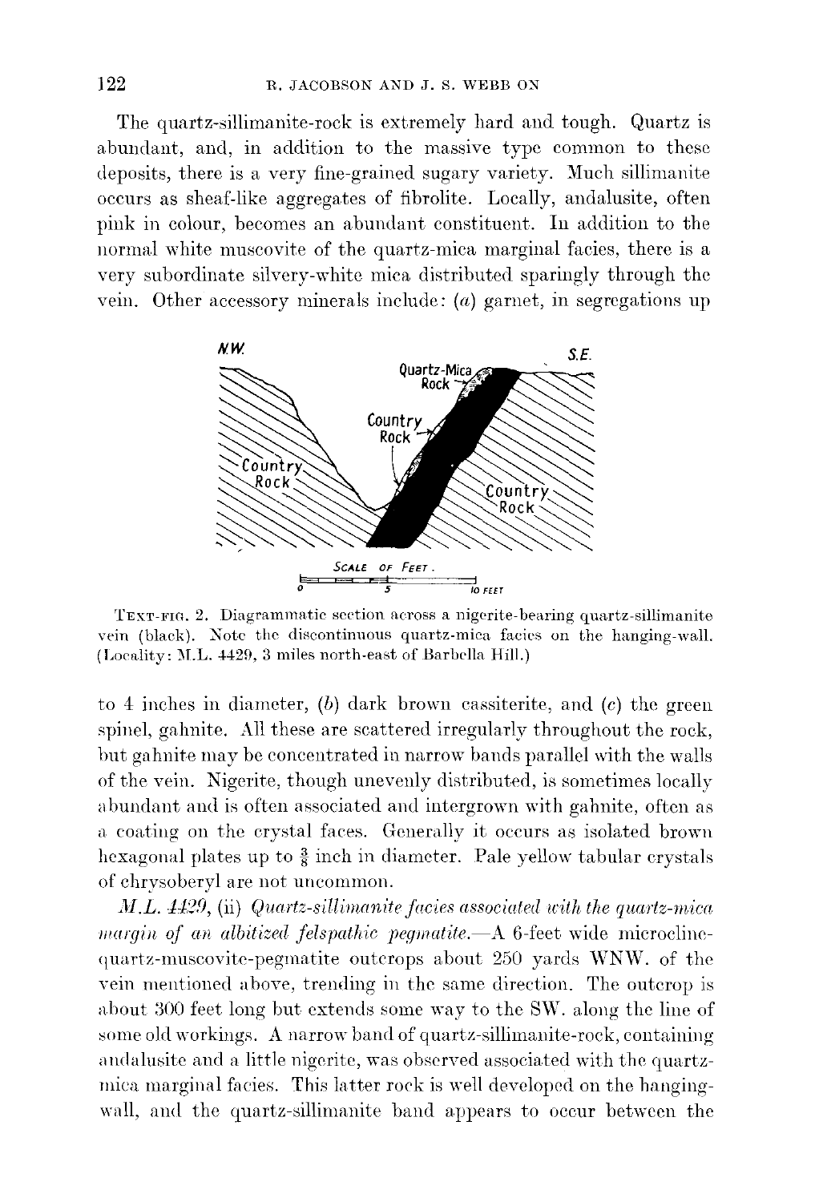The quartz-sillimanite-rock is extremely hard and tough. Quartz is abundant, and, in addition to the massive type common to these deposits, there is a very fine-grained sugary variety. Much sillimanite occurs as sheaf-like aggregates of fibrolite. Locally, andalusite, often pink in colour, becomes an abundant constituent. In addition to the normal white muscovite of the quartz-mica marginal facies, there is a very subordinate silvery-white mica distributed sparingly through the vein. Other accessory minerals include: (*a*) garnet, in segregations up to 4 inches in diameter, (*b*) dark brown cassiterite, and (*c*) the green spinel, gahnite. All these are scattered irregularly throughout the rock, but gahnite may be concentrated in narrow bands parallel with the walls of the vein. Nigerite, though unevenly distributed, is sometimes locally abundant and is often associated and intergrown with gahnite, often as a coating on the crystal faces. Generally it occurs as isolated brown hexagonal plates up to $\frac{3}{8}$ inch in diameter. Pale yellow tabular crystals of chrysoberyl are not uncommon.

TEXT-FIG. 2. Diagrammatic section across a nigerite-bearing quartz-sillimanite vein (black). Note the discontinuous quartz-mica facies on the hanging-wall. (Locality: M.L. 4429, 3 miles north-east of Barbella Hill.)

*M.L. 4429*, (ii) *Quartz-sillimanite facies associated with the quartz-mica margin of an albitized felspathic pegmatite.*—A 6-feet wide microcline-quartz-muscovite-pegmatite outcrops about 250 yards WNW. of the vein mentioned above, trending in the same direction. The outcrop is about 300 feet long but extends some way to the SW. along the line of some old workings. A narrow band of quartz-sillimanite-rock, containing andalusite and a little nigerite, was observed associated with the quartz-mica marginal facies. This latter rock is well developed on the hanging-wall, and the quartz-sillimanite band appears to occur between the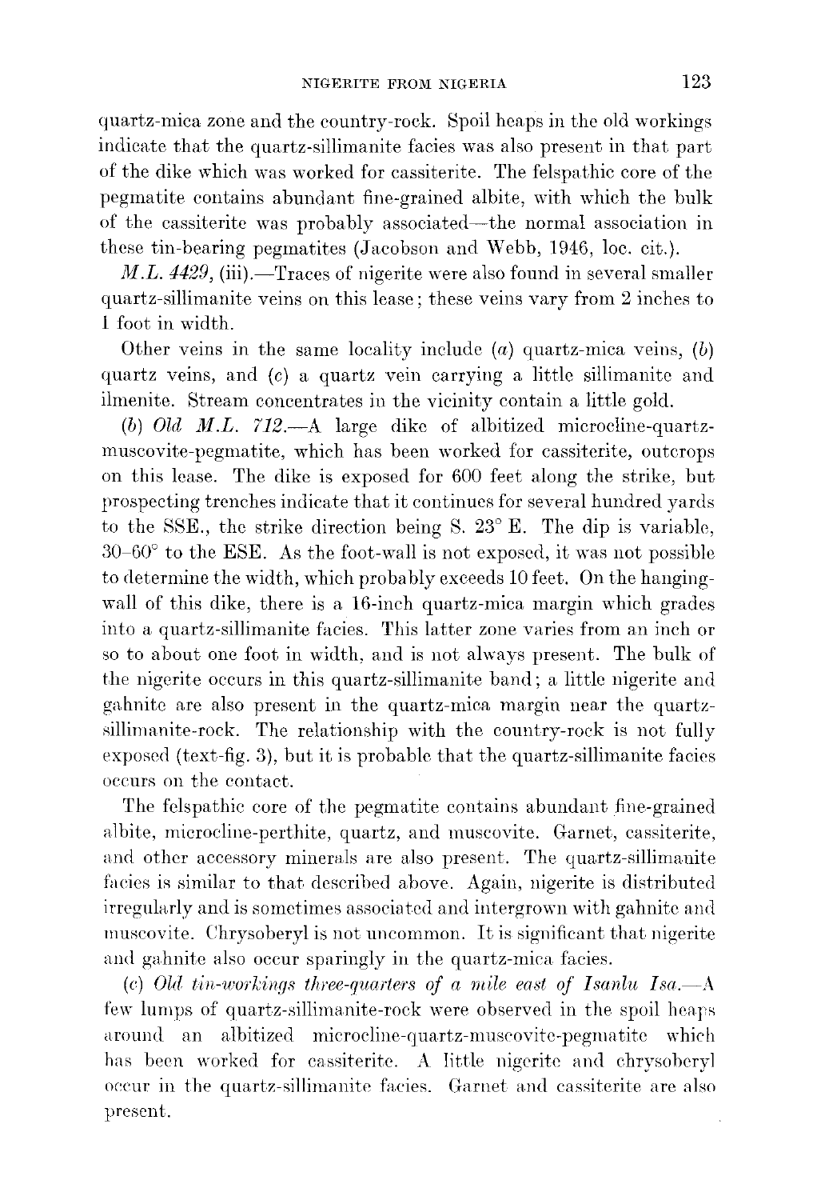quartz-mica zone and the country-rock. Spoil heaps in the old workings indicate that the quartz-sillimanite facies was also present in that part of the dike which was worked for cassiterite. The felspathic core of the pegmatite contains abundant fine-grained albite, with which the bulk of the cassiterite was probably associated—the normal association in these tin-bearing pegmatites (Jacobson and Webb, 1946, loc. cit.).

*M.L. 4429*, (iii).—Traces of nigerite were also found in several smaller quartz-sillimanite veins on this lease; these veins vary from 2 inches to 1 foot in width.

Other veins in the same locality include (*a*) quartz-mica veins, (*b*) quartz veins, and (*c*) a quartz vein carrying a little sillimanite and ilmenite. Stream concentrates in the vicinity contain a little gold.

(*b*) *Old M.L. 712*.—A large dike of albitized microcline-quartz-muscovite-pegmatite, which has been worked for cassiterite, outcrops on this lease. The dike is exposed for 600 feet along the strike, but prospecting trenches indicate that it continues for several hundred yards to the SSE., the strike direction being S. 23° E. The dip is variable, 30–60° to the ESE. As the foot-wall is not exposed, it was not possible to determine the width, which probably exceeds 10 feet. On the hanging-wall of this dike, there is a 16-inch quartz-mica margin which grades into a quartz-sillimanite facies. This latter zone varies from an inch or so to about one foot in width, and is not always present. The bulk of the nigerite occurs in this quartz-sillimanite band; a little nigerite and gahnite are also present in the quartz-mica margin near the quartz-sillimanite-rock. The relationship with the country-rock is not fully exposed (text-fig. 3), but it is probable that the quartz-sillimanite facies occurs on the contact.

The felspathic core of the pegmatite contains abundant fine-grained albite, microcline-perthite, quartz, and muscovite. Garnet, cassiterite, and other accessory minerals are also present. The quartz-sillimanite facies is similar to that described above. Again, nigerite is distributed irregularly and is sometimes associated and intergrown with gahnite and muscovite. Chrysoberyl is not uncommon. It is significant that nigerite and gahnite also occur sparingly in the quartz-mica facies.

(*c*) *Old tin-workings three-quarters of a mile east of Isanlu Isa*.—A few lumps of quartz-sillimanite-rock were observed in the spoil heaps around an albitized microcline-quartz-muscovite-pegmatite which has been worked for cassiterite. A little nigerite and chrysoberyl occur in the quartz-sillimanite facies. Garnet and cassiterite are also present.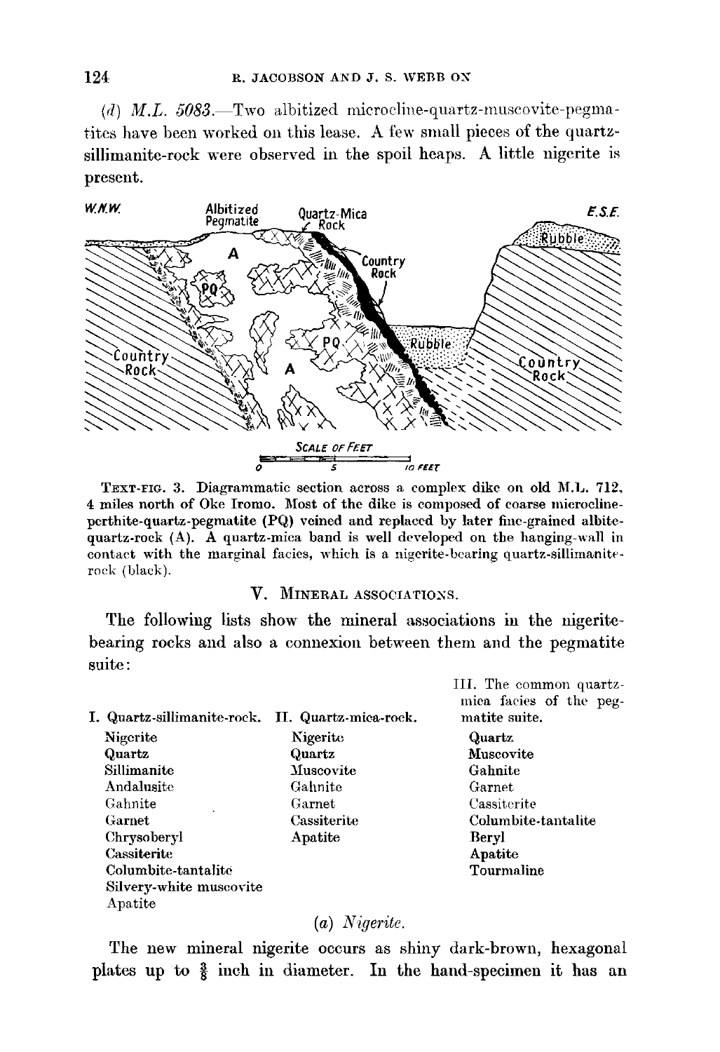(*d*) *M.L. 5083.*—Two albitized microcline-quartz-muscovite-pegmatites have been worked on this lease. A few small pieces of the quartz-sillimanite-rock were observed in the spoil heaps. A little nigerite is present.

TEXT-FIG. 3. Diagrammatic section across a complex dike on old M.L. 712, 4 miles north of Oke Iromo. Most of the dike is composed of coarse microcline-perthite-quartz-pegmatite (PQ) veined and replaced by later fine-grained albite-quartz-rock (A). A quartz-mica band is well developed on the hanging-wall in contact with the marginal facies, which is a nigerite-bearing quartz-sillimanite-rock (black).

## V. MINERAL ASSOCIATIONS.

The following lists show the mineral associations in the nigerite-bearing rocks and also a connexion between them and the pegmatite suite:

| I. Quartz-sillimanite-rock. | II. Quartz-mica-rock. | III. The common quartz-mica facies of the pegmatite suite. |
|---|---|---|
| Nigerite | Nigerite | Quartz |
| Quartz | Quartz | Muscovite |
| Sillimanite | Muscovite | Gahnite |
| Andalusite | Gahnite | Garnet |
| Gahnite | Garnet | Cassiterite |
| Garnet | Cassiterite | Columbite-tantalite |
| Chrysoberyl | Apatite | Beryl |
| Cassiterite | | Apatite |
| Columbite-tantalite | | Tourmaline |
| Silvery-white muscovite | | |
| Apatite | | |

### (*a*) *Nigerite.*

The new mineral nigerite occurs as shiny dark-brown, hexagonal plates up to ⅜ inch in diameter. In the hand-specimen it has an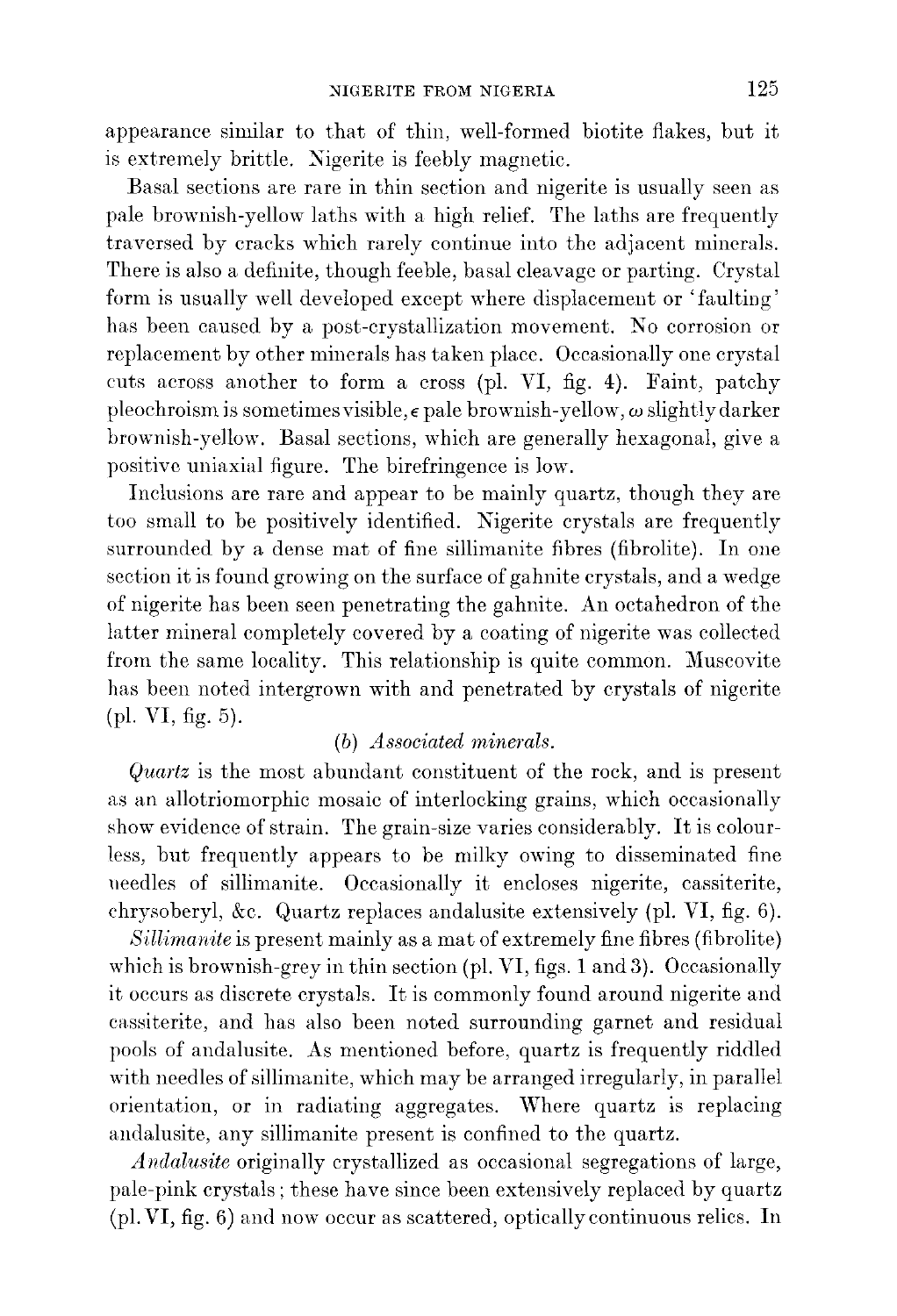appearance similar to that of thin, well-formed biotite flakes, but it is extremely brittle. Nigerite is feebly magnetic.

Basal sections are rare in thin section and nigerite is usually seen as pale brownish-yellow laths with a high relief. The laths are frequently traversed by cracks which rarely continue into the adjacent minerals. There is also a definite, though feeble, basal cleavage or parting. Crystal form is usually well developed except where displacement or 'faulting' has been caused by a post-crystallization movement. No corrosion or replacement by other minerals has taken place. Occasionally one crystal cuts across another to form a cross (pl. VI, fig. 4). Faint, patchy pleochroism is sometimes visible, $\epsilon$ pale brownish-yellow, $\omega$ slightly darker brownish-yellow. Basal sections, which are generally hexagonal, give a positive uniaxial figure. The birefringence is low.

Inclusions are rare and appear to be mainly quartz, though they are too small to be positively identified. Nigerite crystals are frequently surrounded by a dense mat of fine sillimanite fibres (fibrolite). In one section it is found growing on the surface of gahnite crystals, and a wedge of nigerite has been seen penetrating the gahnite. An octahedron of the latter mineral completely covered by a coating of nigerite was collected from the same locality. This relationship is quite common. Muscovite has been noted intergrown with and penetrated by crystals of nigerite (pl. VI, fig. 5).

### (*b*) *Associated minerals.*

*Quartz* is the most abundant constituent of the rock, and is present as an allotriomorphic mosaic of interlocking grains, which occasionally show evidence of strain. The grain-size varies considerably. It is colourless, but frequently appears to be milky owing to disseminated fine needles of sillimanite. Occasionally it encloses nigerite, cassiterite, chrysoberyl, &c. Quartz replaces andalusite extensively (pl. VI, fig. 6).

*Sillimanite* is present mainly as a mat of extremely fine fibres (fibrolite) which is brownish-grey in thin section (pl. VI, figs. 1 and 3). Occasionally it occurs as discrete crystals. It is commonly found around nigerite and cassiterite, and has also been noted surrounding garnet and residual pools of andalusite. As mentioned before, quartz is frequently riddled with needles of sillimanite, which may be arranged irregularly, in parallel orientation, or in radiating aggregates. Where quartz is replacing andalusite, any sillimanite present is confined to the quartz.

*Andalusite* originally crystallized as occasional segregations of large, pale-pink crystals; these have since been extensively replaced by quartz (pl. VI, fig. 6) and now occur as scattered, optically continuous relics. In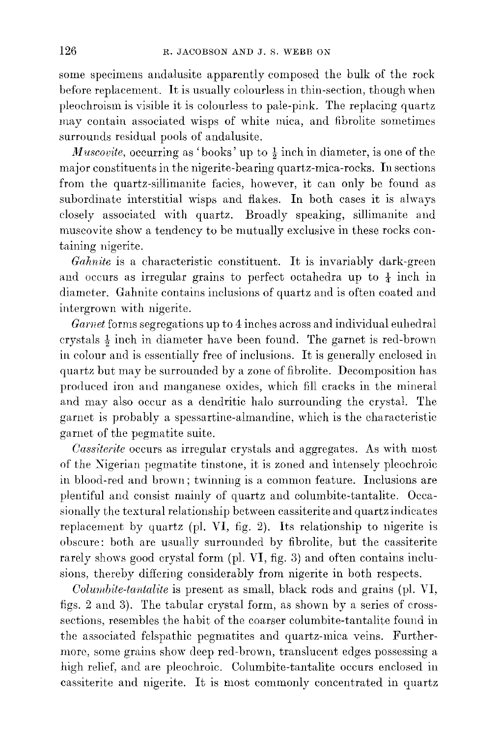some specimens andalusite apparently composed the bulk of the rock before replacement. It is usually colourless in thin-section, though when pleochroism is visible it is colourless to pale-pink. The replacing quartz may contain associated wisps of white mica, and fibrolite sometimes surrounds residual pools of andalusite.

*Muscovite*, occurring as 'books' up to $\frac{1}{2}$ inch in diameter, is one of the major constituents in the nigerite-bearing quartz-mica-rocks. In sections from the quartz-sillimanite facies, however, it can only be found as subordinate interstitial wisps and flakes. In both cases it is always closely associated with quartz. Broadly speaking, sillimanite and muscovite show a tendency to be mutually exclusive in these rocks containing nigerite.

*Gahnite* is a characteristic constituent. It is invariably dark-green and occurs as irregular grains to perfect octahedra up to $\frac{1}{4}$ inch in diameter. Gahnite contains inclusions of quartz and is often coated and intergrown with nigerite.

*Garnet* forms segregations up to 4 inches across and individual euhedral crystals $\frac{1}{2}$ inch in diameter have been found. The garnet is red-brown in colour and is essentially free of inclusions. It is generally enclosed in quartz but may be surrounded by a zone of fibrolite. Decomposition has produced iron and manganese oxides, which fill cracks in the mineral and may also occur as a dendritic halo surrounding the crystal. The garnet is probably a spessartine-almandine, which is the characteristic garnet of the pegmatite suite.

*Cassiterite* occurs as irregular crystals and aggregates. As with most of the Nigerian pegmatite tinstone, it is zoned and intensely pleochroic in blood-red and brown; twinning is a common feature. Inclusions are plentiful and consist mainly of quartz and columbite-tantalite. Occasionally the textural relationship between cassiterite and quartz indicates replacement by quartz (pl. VI, fig. 2). Its relationship to nigerite is obscure: both are usually surrounded by fibrolite, but the cassiterite rarely shows good crystal form (pl. VI, fig. 3) and often contains inclusions, thereby differing considerably from nigerite in both respects.

*Columbite-tantalite* is present as small, black rods and grains (pl. VI, figs. 2 and 3). The tabular crystal form, as shown by a series of cross-sections, resembles the habit of the coarser columbite-tantalite found in the associated felspathic pegmatites and quartz-mica veins. Furthermore, some grains show deep red-brown, translucent edges possessing a high relief, and are pleochroic. Columbite-tantalite occurs enclosed in cassiterite and nigerite. It is most commonly concentrated in quartz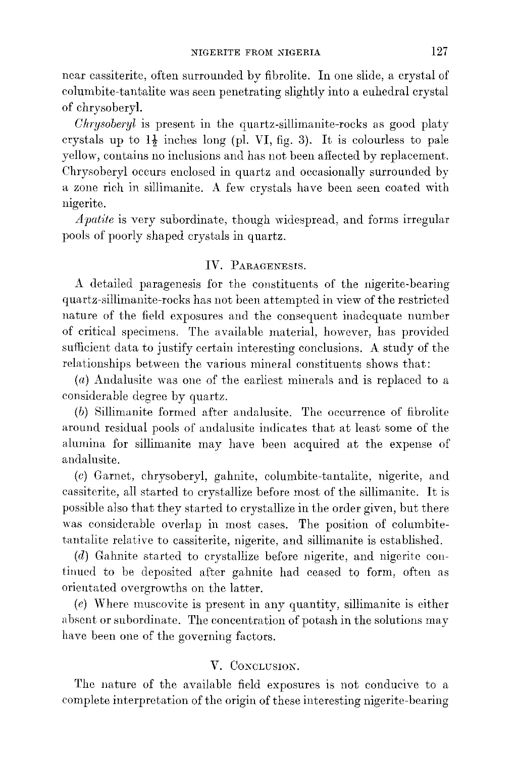near cassiterite, often surrounded by fibrolite. In one slide, a crystal of columbite-tantalite was seen penetrating slightly into a euhedral crystal of chrysoberyl.

*Chrysoberyl* is present in the quartz-sillimanite-rocks as good platy crystals up to 1½ inches long (pl. VI, fig. 3). It is colourless to pale yellow, contains no inclusions and has not been affected by replacement. Chrysoberyl occurs enclosed in quartz and occasionally surrounded by a zone rich in sillimanite. A few crystals have been seen coated with nigerite.

*Apatite* is very subordinate, though widespread, and forms irregular pools of poorly shaped crystals in quartz.

## IV. Paragenesis.

A detailed paragenesis for the constituents of the nigerite-bearing quartz-sillimanite-rocks has not been attempted in view of the restricted nature of the field exposures and the consequent inadequate number of critical specimens. The available material, however, has provided sufficient data to justify certain interesting conclusions. A study of the relationships between the various mineral constituents shows that:

(*a*) Andalusite was one of the earliest minerals and is replaced to a considerable degree by quartz.

(*b*) Sillimanite formed after andalusite. The occurrence of fibrolite around residual pools of andalusite indicates that at least some of the alumina for sillimanite may have been acquired at the expense of andalusite.

(*c*) Garnet, chrysoberyl, gahnite, columbite-tantalite, nigerite, and cassiterite, all started to crystallize before most of the sillimanite. It is possible also that they started to crystallize in the order given, but there was considerable overlap in most cases. The position of columbite-tantalite relative to cassiterite, nigerite, and sillimanite is established.

(*d*) Gahnite started to crystallize before nigerite, and nigerite continued to be deposited after gahnite had ceased to form, often as orientated overgrowths on the latter.

(*e*) Where muscovite is present in any quantity, sillimanite is either absent or subordinate. The concentration of potash in the solutions may have been one of the governing factors.

## V. Conclusion.

The nature of the available field exposures is not conducive to a complete interpretation of the origin of these interesting nigerite-bearing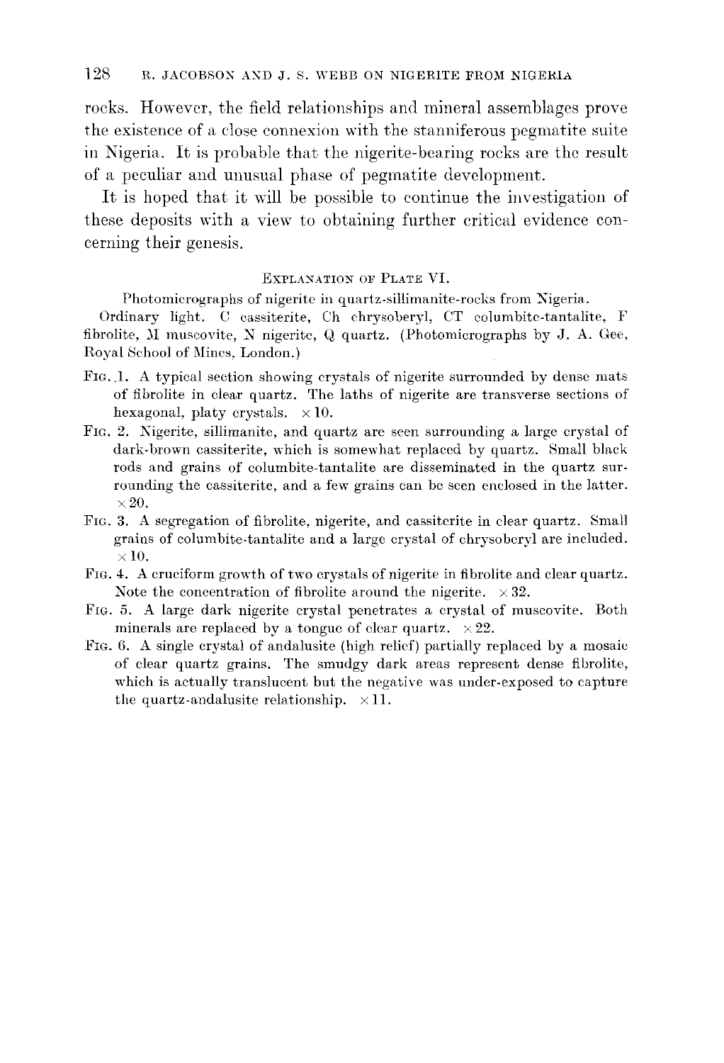rocks. However, the field relationships and mineral assemblages prove the existence of a close connexion with the stanniferous pegmatite suite in Nigeria. It is probable that the nigerite-bearing rocks are the result of a peculiar and unusual phase of pegmatite development.

It is hoped that it will be possible to continue the investigation of these deposits with a view to obtaining further critical evidence concerning their genesis.

## Explanation of Plate VI.

Photomicrographs of nigerite in quartz-sillimanite-rocks from Nigeria.

Ordinary light. C cassiterite, Ch chrysoberyl, CT columbite-tantalite, F fibrolite, M muscovite, N nigerite, Q quartz. (Photomicrographs by J. A. Gee, Royal School of Mines, London.)

Fig. 1. A typical section showing crystals of nigerite surrounded by dense mats of fibrolite in clear quartz. The laths of nigerite are transverse sections of hexagonal, platy crystals. ×10.

Fig. 2. Nigerite, sillimanite, and quartz are seen surrounding a large crystal of dark-brown cassiterite, which is somewhat replaced by quartz. Small black rods and grains of columbite-tantalite are disseminated in the quartz surrounding the cassiterite, and a few grains can be seen enclosed in the latter. ×20.

Fig. 3. A segregation of fibrolite, nigerite, and cassiterite in clear quartz. Small grains of columbite-tantalite and a large crystal of chrysoberyl are included. ×10.

Fig. 4. A cruciform growth of two crystals of nigerite in fibrolite and clear quartz. Note the concentration of fibrolite around the nigerite. ×32.

Fig. 5. A large dark nigerite crystal penetrates a crystal of muscovite. Both minerals are replaced by a tongue of clear quartz. ×22.

Fig. 6. A single crystal of andalusite (high relief) partially replaced by a mosaic of clear quartz grains. The smudgy dark areas represent dense fibrolite, which is actually translucent but the negative was under-exposed to capture the quartz-andalusite relationship. ×11.